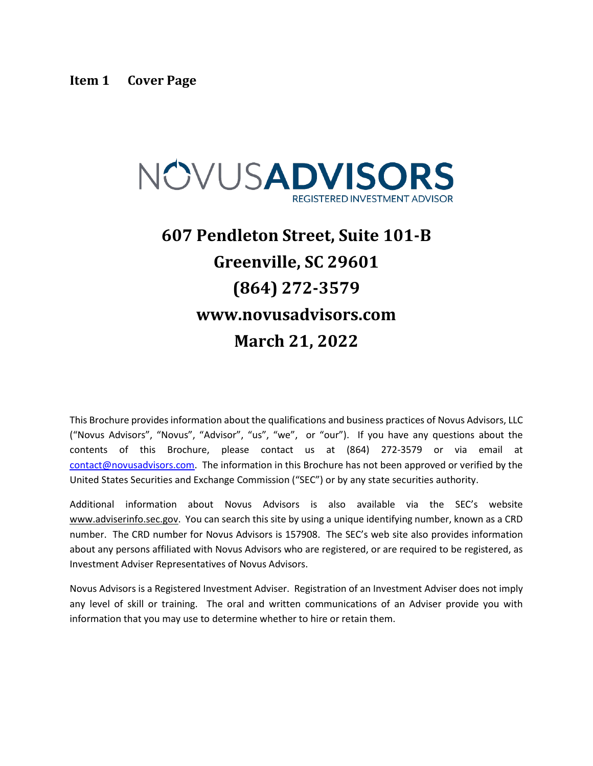# Item 1 Cover Page

NOVUSADVISORS
REGISTERED INVESTMENT ADVISOR

**607 Pendleton Street, Suite 101-B**
**Greenville, SC 29601**
**(864) 272-3579**
**www.novusadvisors.com**
**March 21, 2022**

This Brochure provides information about the qualifications and business practices of Novus Advisors, LLC ("Novus Advisors", "Novus", "Advisor", "us", "we", or "our"). If you have any questions about the contents of this Brochure, please contact us at (864) 272-3579 or via email at contact@novusadvisors.com. The information in this Brochure has not been approved or verified by the United States Securities and Exchange Commission ("SEC") or by any state securities authority.

Additional information about Novus Advisors is also available via the SEC's website www.adviserinfo.sec.gov. You can search this site by using a unique identifying number, known as a CRD number. The CRD number for Novus Advisors is 157908. The SEC's web site also provides information about any persons affiliated with Novus Advisors who are registered, or are required to be registered, as Investment Adviser Representatives of Novus Advisors.

Novus Advisors is a Registered Investment Adviser. Registration of an Investment Adviser does not imply any level of skill or training. The oral and written communications of an Adviser provide you with information that you may use to determine whether to hire or retain them.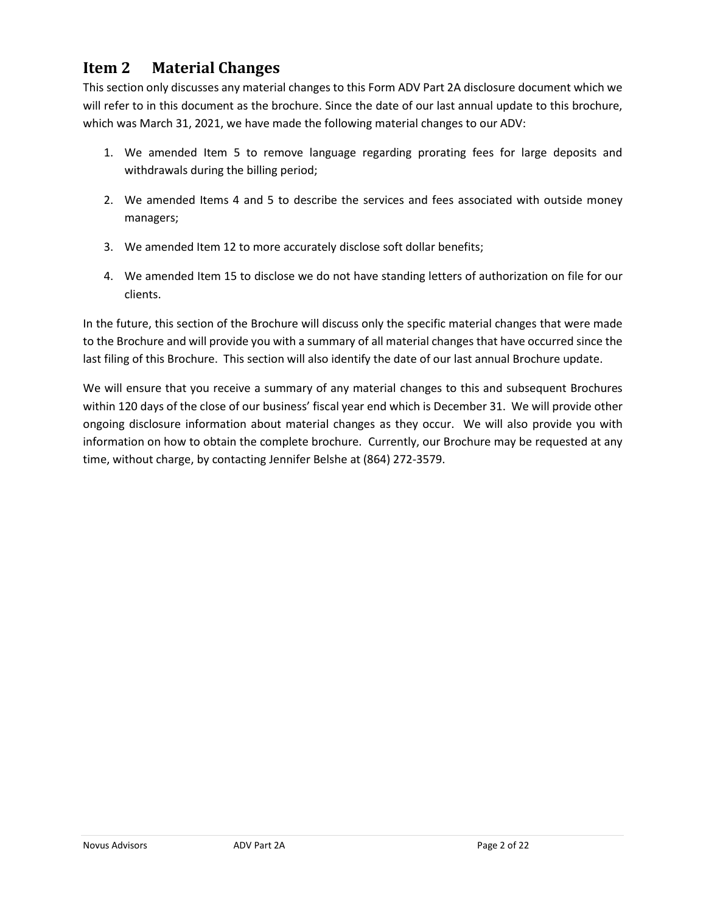## Item 2 Material Changes

This section only discusses any material changes to this Form ADV Part 2A disclosure document which we will refer to in this document as the brochure. Since the date of our last annual update to this brochure, which was March 31, 2021, we have made the following material changes to our ADV:

1. We amended Item 5 to remove language regarding prorating fees for large deposits and withdrawals during the billing period;
2. We amended Items 4 and 5 to describe the services and fees associated with outside money managers;
3. We amended Item 12 to more accurately disclose soft dollar benefits;
4. We amended Item 15 to disclose we do not have standing letters of authorization on file for our clients.

In the future, this section of the Brochure will discuss only the specific material changes that were made to the Brochure and will provide you with a summary of all material changes that have occurred since the last filing of this Brochure. This section will also identify the date of our last annual Brochure update.

We will ensure that you receive a summary of any material changes to this and subsequent Brochures within 120 days of the close of our business' fiscal year end which is December 31. We will provide other ongoing disclosure information about material changes as they occur. We will also provide you with information on how to obtain the complete brochure. Currently, our Brochure may be requested at any time, without charge, by contacting Jennifer Belshe at (864) 272-3579.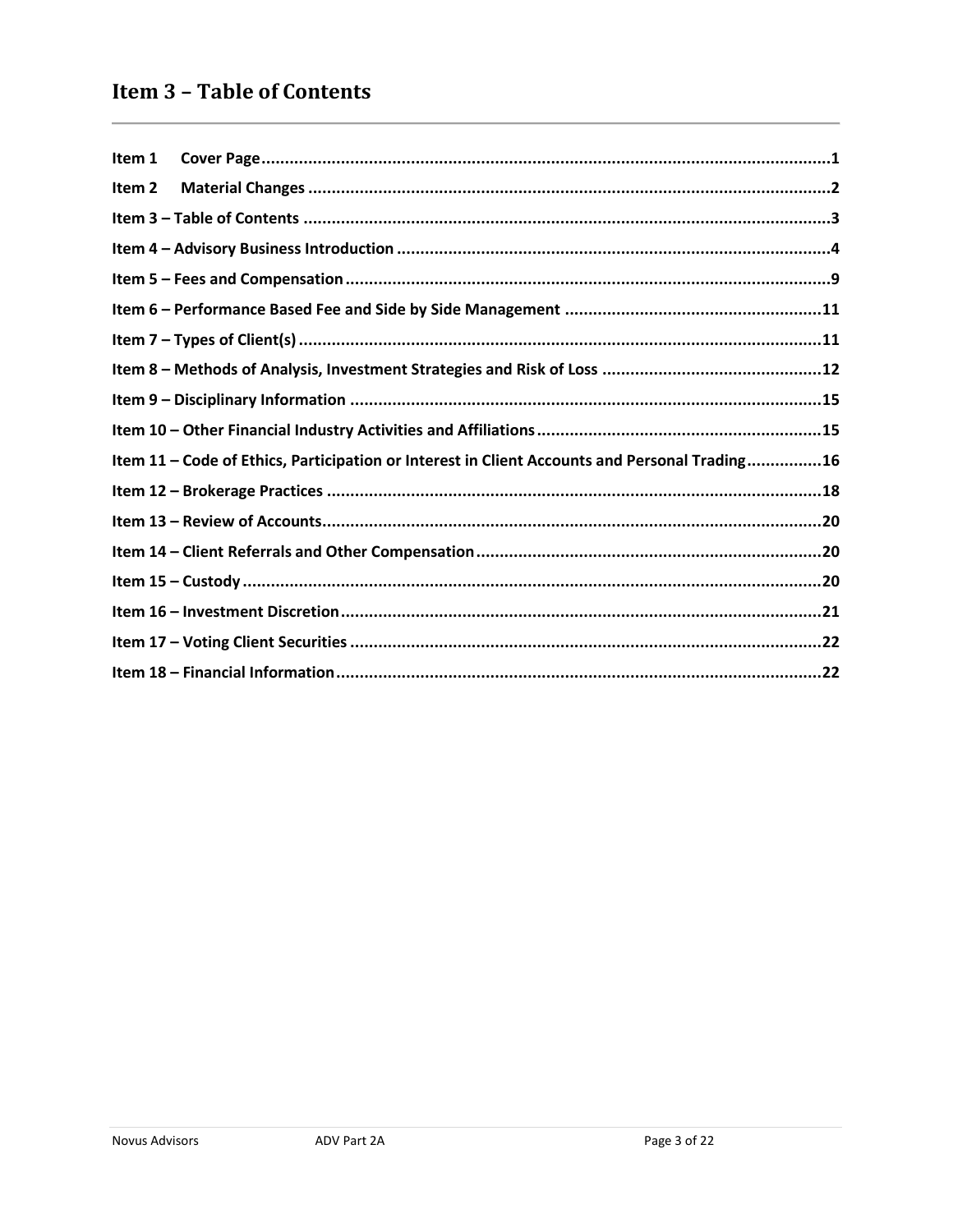# Item 3 – Table of Contents

| | |
|---|---|
| **Item 1 Cover Page** | **1** |
| **Item 2 Material Changes** | **2** |
| **Item 3 – Table of Contents** | **3** |
| **Item 4 – Advisory Business Introduction** | **4** |
| **Item 5 – Fees and Compensation** | **9** |
| **Item 6 – Performance Based Fee and Side by Side Management** | **11** |
| **Item 7 – Types of Client(s)** | **11** |
| **Item 8 – Methods of Analysis, Investment Strategies and Risk of Loss** | **12** |
| **Item 9 – Disciplinary Information** | **15** |
| **Item 10 – Other Financial Industry Activities and Affiliations** | **15** |
| **Item 11 – Code of Ethics, Participation or Interest in Client Accounts and Personal Trading** | **16** |
| **Item 12 – Brokerage Practices** | **18** |
| **Item 13 – Review of Accounts** | **20** |
| **Item 14 – Client Referrals and Other Compensation** | **20** |
| **Item 15 – Custody** | **20** |
| **Item 16 – Investment Discretion** | **21** |
| **Item 17 – Voting Client Securities** | **22** |
| **Item 18 – Financial Information** | **22** |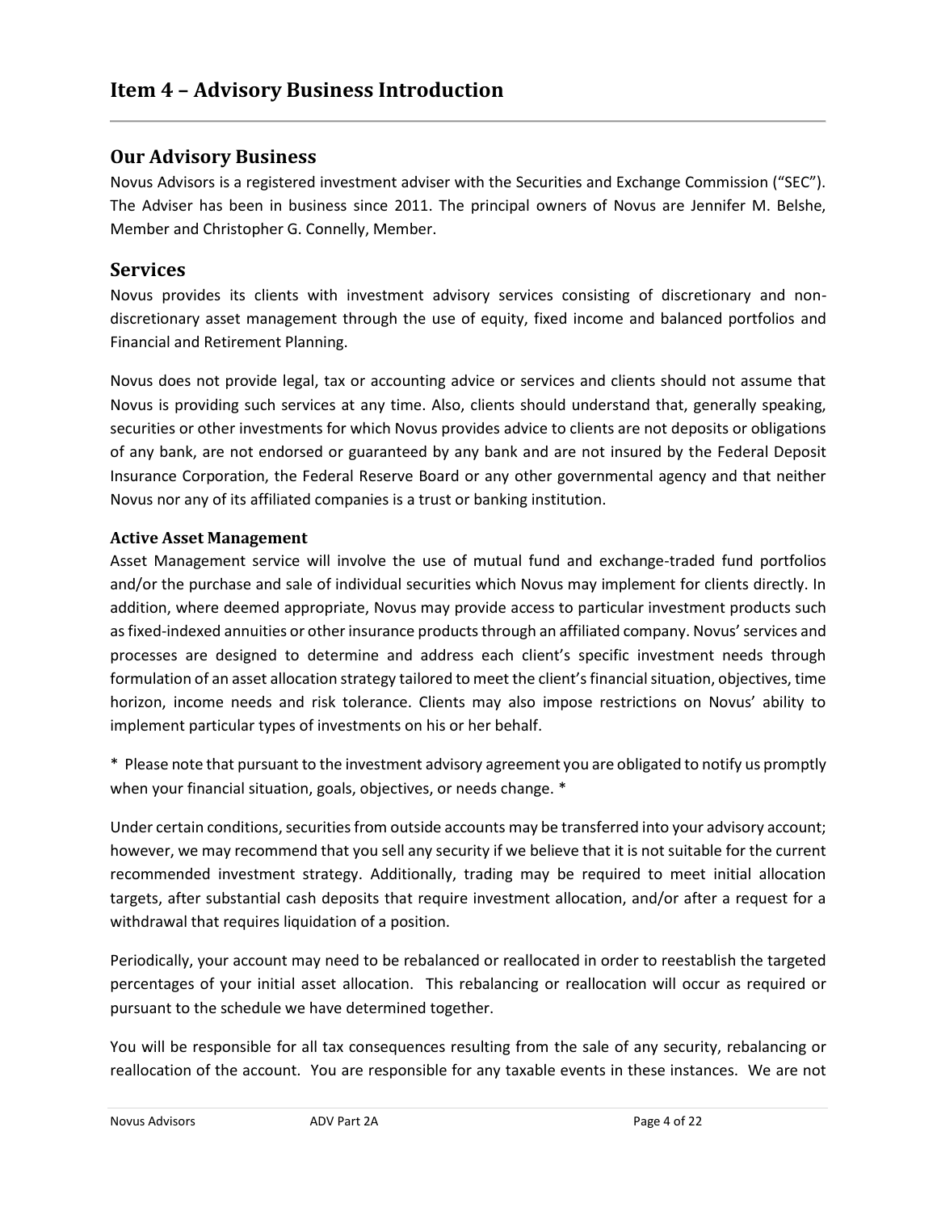# Item 4 – Advisory Business Introduction

## Our Advisory Business

Novus Advisors is a registered investment adviser with the Securities and Exchange Commission ("SEC"). The Adviser has been in business since 2011. The principal owners of Novus are Jennifer M. Belshe, Member and Christopher G. Connelly, Member.

## Services

Novus provides its clients with investment advisory services consisting of discretionary and non-discretionary asset management through the use of equity, fixed income and balanced portfolios and Financial and Retirement Planning.

Novus does not provide legal, tax or accounting advice or services and clients should not assume that Novus is providing such services at any time. Also, clients should understand that, generally speaking, securities or other investments for which Novus provides advice to clients are not deposits or obligations of any bank, are not endorsed or guaranteed by any bank and are not insured by the Federal Deposit Insurance Corporation, the Federal Reserve Board or any other governmental agency and that neither Novus nor any of its affiliated companies is a trust or banking institution.

### Active Asset Management

Asset Management service will involve the use of mutual fund and exchange-traded fund portfolios and/or the purchase and sale of individual securities which Novus may implement for clients directly. In addition, where deemed appropriate, Novus may provide access to particular investment products such as fixed-indexed annuities or other insurance products through an affiliated company. Novus' services and processes are designed to determine and address each client's specific investment needs through formulation of an asset allocation strategy tailored to meet the client's financial situation, objectives, time horizon, income needs and risk tolerance. Clients may also impose restrictions on Novus' ability to implement particular types of investments on his or her behalf.

* Please note that pursuant to the investment advisory agreement you are obligated to notify us promptly when your financial situation, goals, objectives, or needs change. *

Under certain conditions, securities from outside accounts may be transferred into your advisory account; however, we may recommend that you sell any security if we believe that it is not suitable for the current recommended investment strategy. Additionally, trading may be required to meet initial allocation targets, after substantial cash deposits that require investment allocation, and/or after a request for a withdrawal that requires liquidation of a position.

Periodically, your account may need to be rebalanced or reallocated in order to reestablish the targeted percentages of your initial asset allocation. This rebalancing or reallocation will occur as required or pursuant to the schedule we have determined together.

You will be responsible for all tax consequences resulting from the sale of any security, rebalancing or reallocation of the account. You are responsible for any taxable events in these instances. We are not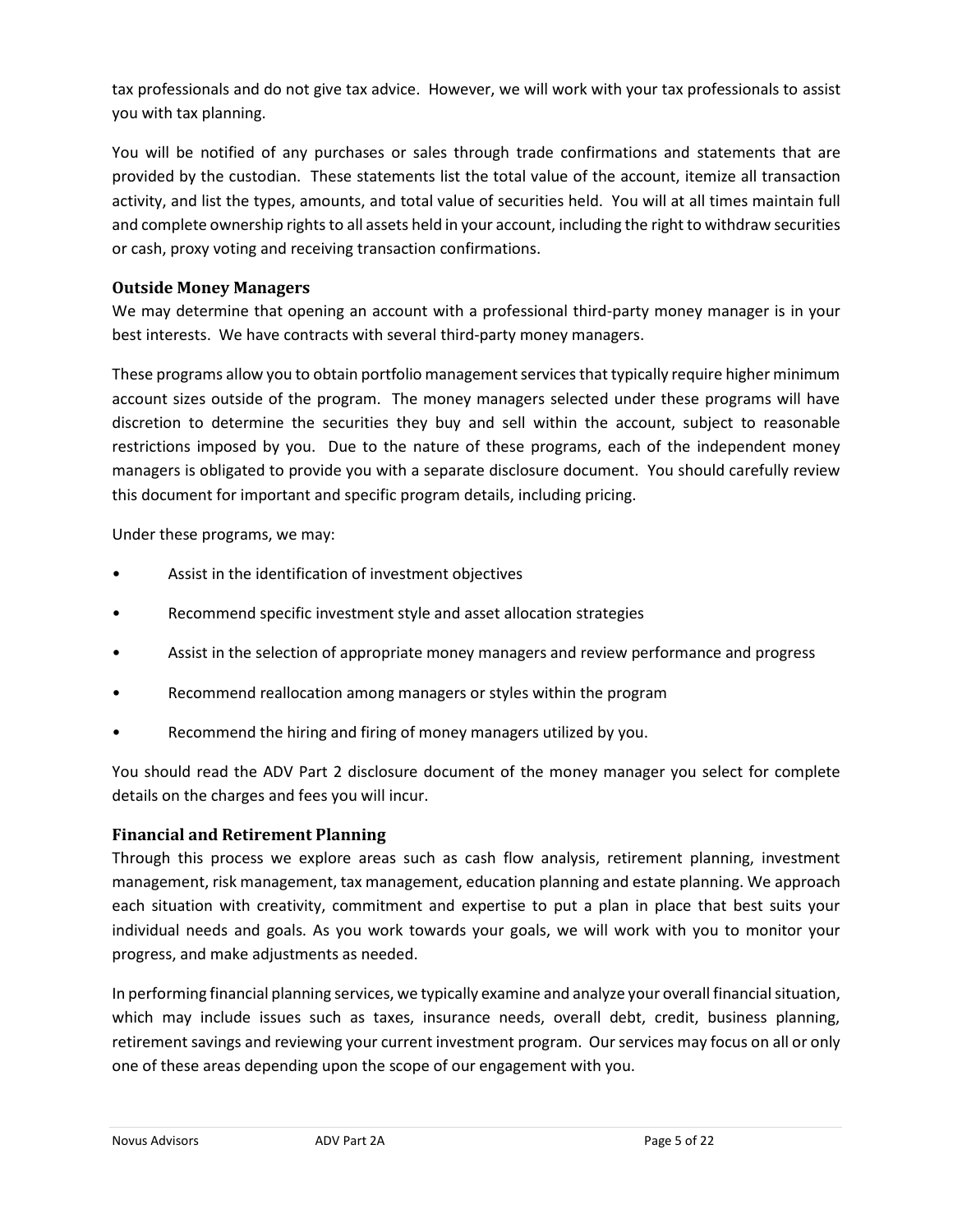tax professionals and do not give tax advice. However, we will work with your tax professionals to assist you with tax planning.

You will be notified of any purchases or sales through trade confirmations and statements that are provided by the custodian. These statements list the total value of the account, itemize all transaction activity, and list the types, amounts, and total value of securities held. You will at all times maintain full and complete ownership rights to all assets held in your account, including the right to withdraw securities or cash, proxy voting and receiving transaction confirmations.

### Outside Money Managers

We may determine that opening an account with a professional third-party money manager is in your best interests. We have contracts with several third-party money managers.

These programs allow you to obtain portfolio management services that typically require higher minimum account sizes outside of the program. The money managers selected under these programs will have discretion to determine the securities they buy and sell within the account, subject to reasonable restrictions imposed by you. Due to the nature of these programs, each of the independent money managers is obligated to provide you with a separate disclosure document. You should carefully review this document for important and specific program details, including pricing.

Under these programs, we may:

- Assist in the identification of investment objectives
- Recommend specific investment style and asset allocation strategies
- Assist in the selection of appropriate money managers and review performance and progress
- Recommend reallocation among managers or styles within the program
- Recommend the hiring and firing of money managers utilized by you.

You should read the ADV Part 2 disclosure document of the money manager you select for complete details on the charges and fees you will incur.

### Financial and Retirement Planning

Through this process we explore areas such as cash flow analysis, retirement planning, investment management, risk management, tax management, education planning and estate planning. We approach each situation with creativity, commitment and expertise to put a plan in place that best suits your individual needs and goals. As you work towards your goals, we will work with you to monitor your progress, and make adjustments as needed.

In performing financial planning services, we typically examine and analyze your overall financial situation, which may include issues such as taxes, insurance needs, overall debt, credit, business planning, retirement savings and reviewing your current investment program. Our services may focus on all or only one of these areas depending upon the scope of our engagement with you.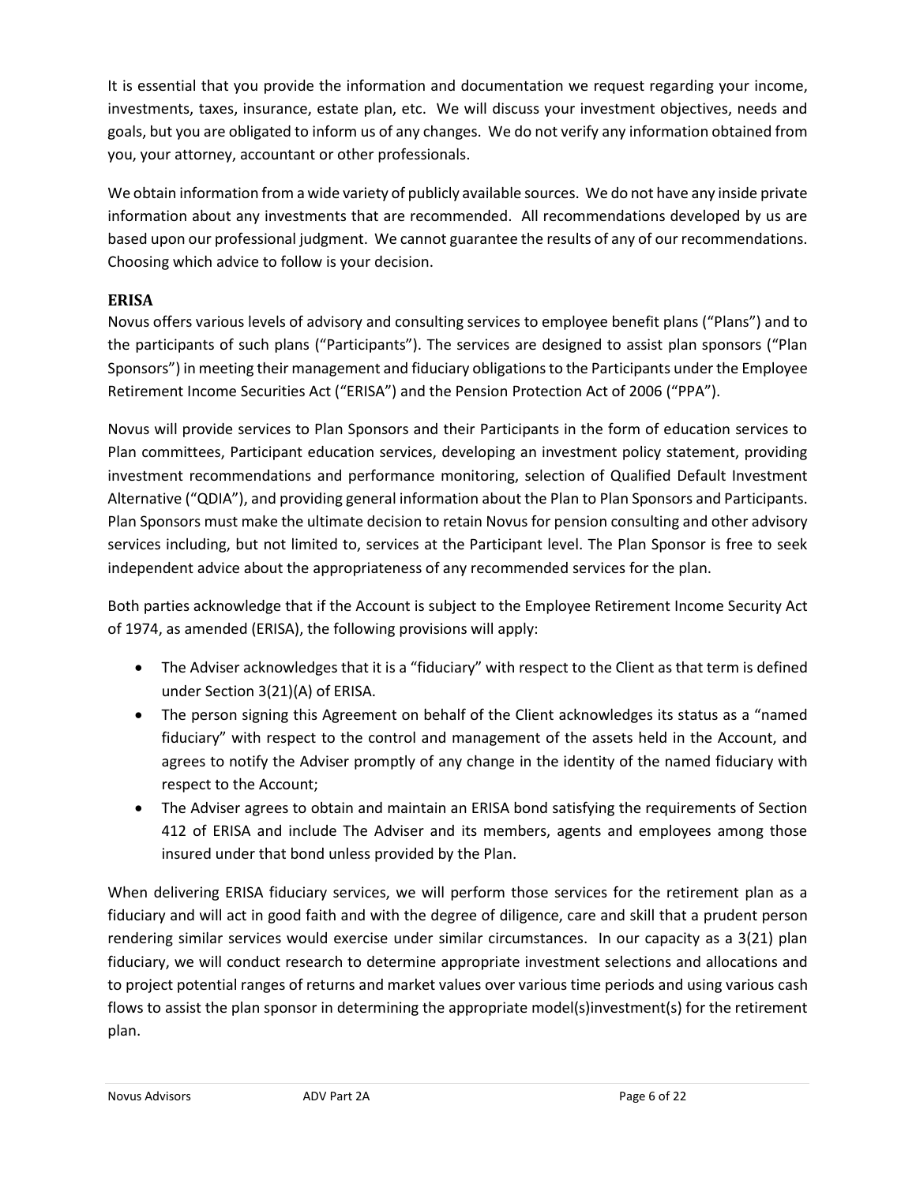It is essential that you provide the information and documentation we request regarding your income, investments, taxes, insurance, estate plan, etc. We will discuss your investment objectives, needs and goals, but you are obligated to inform us of any changes. We do not verify any information obtained from you, your attorney, accountant or other professionals.

We obtain information from a wide variety of publicly available sources. We do not have any inside private information about any investments that are recommended. All recommendations developed by us are based upon our professional judgment. We cannot guarantee the results of any of our recommendations. Choosing which advice to follow is your decision.

### ERISA

Novus offers various levels of advisory and consulting services to employee benefit plans ("Plans") and to the participants of such plans ("Participants"). The services are designed to assist plan sponsors ("Plan Sponsors") in meeting their management and fiduciary obligations to the Participants under the Employee Retirement Income Securities Act ("ERISA") and the Pension Protection Act of 2006 ("PPA").

Novus will provide services to Plan Sponsors and their Participants in the form of education services to Plan committees, Participant education services, developing an investment policy statement, providing investment recommendations and performance monitoring, selection of Qualified Default Investment Alternative ("QDIA"), and providing general information about the Plan to Plan Sponsors and Participants. Plan Sponsors must make the ultimate decision to retain Novus for pension consulting and other advisory services including, but not limited to, services at the Participant level. The Plan Sponsor is free to seek independent advice about the appropriateness of any recommended services for the plan.

Both parties acknowledge that if the Account is subject to the Employee Retirement Income Security Act of 1974, as amended (ERISA), the following provisions will apply:

- The Adviser acknowledges that it is a "fiduciary" with respect to the Client as that term is defined under Section 3(21)(A) of ERISA.
- The person signing this Agreement on behalf of the Client acknowledges its status as a "named fiduciary" with respect to the control and management of the assets held in the Account, and agrees to notify the Adviser promptly of any change in the identity of the named fiduciary with respect to the Account;
- The Adviser agrees to obtain and maintain an ERISA bond satisfying the requirements of Section 412 of ERISA and include The Adviser and its members, agents and employees among those insured under that bond unless provided by the Plan.

When delivering ERISA fiduciary services, we will perform those services for the retirement plan as a fiduciary and will act in good faith and with the degree of diligence, care and skill that a prudent person rendering similar services would exercise under similar circumstances. In our capacity as a 3(21) plan fiduciary, we will conduct research to determine appropriate investment selections and allocations and to project potential ranges of returns and market values over various time periods and using various cash flows to assist the plan sponsor in determining the appropriate model(s)investment(s) for the retirement plan.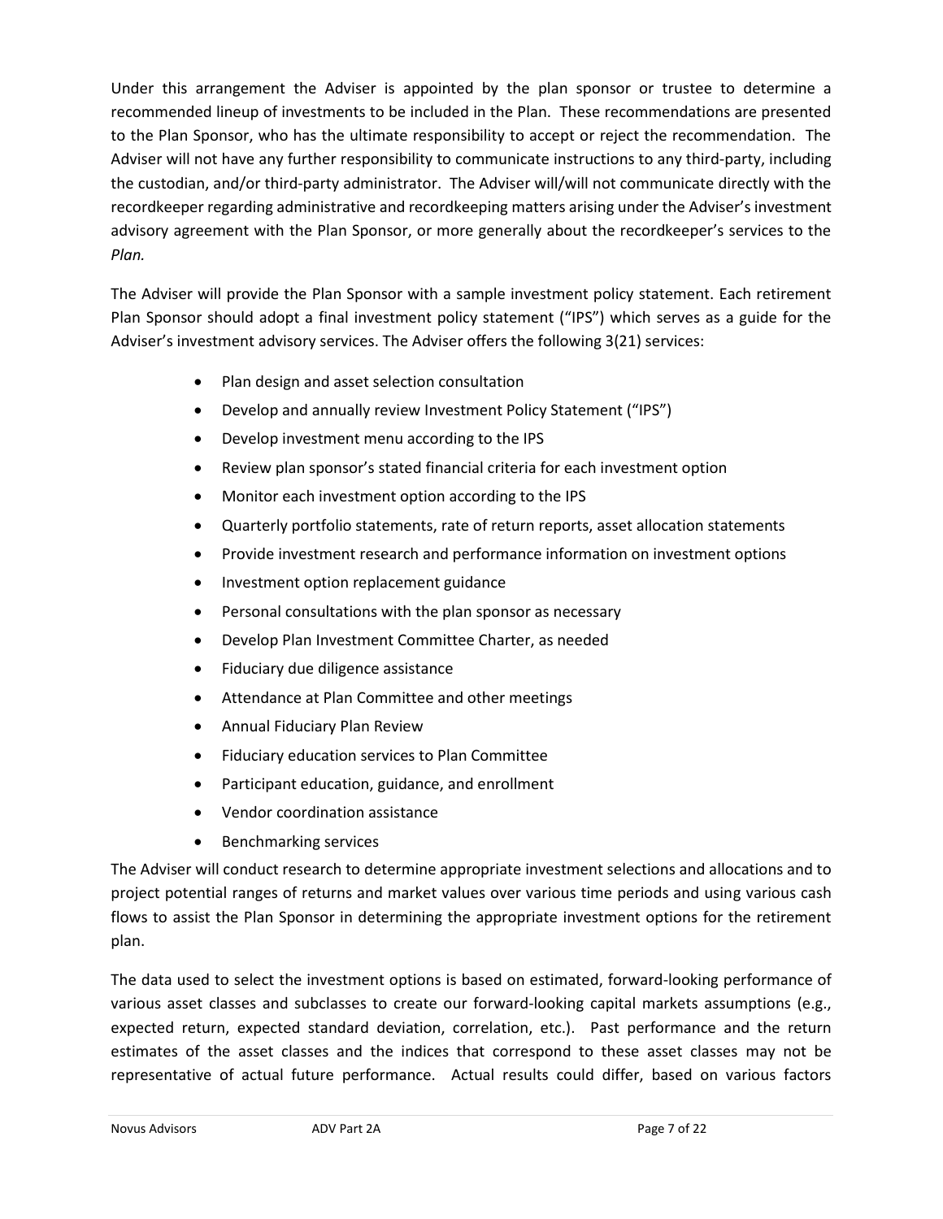Under this arrangement the Adviser is appointed by the plan sponsor or trustee to determine a recommended lineup of investments to be included in the Plan. These recommendations are presented to the Plan Sponsor, who has the ultimate responsibility to accept or reject the recommendation. The Adviser will not have any further responsibility to communicate instructions to any third-party, including the custodian, and/or third-party administrator. The Adviser will/will not communicate directly with the recordkeeper regarding administrative and recordkeeping matters arising under the Adviser's investment advisory agreement with the Plan Sponsor, or more generally about the recordkeeper's services to the *Plan.*

The Adviser will provide the Plan Sponsor with a sample investment policy statement. Each retirement Plan Sponsor should adopt a final investment policy statement ("IPS") which serves as a guide for the Adviser's investment advisory services. The Adviser offers the following 3(21) services:

- Plan design and asset selection consultation
- Develop and annually review Investment Policy Statement ("IPS")
- Develop investment menu according to the IPS
- Review plan sponsor's stated financial criteria for each investment option
- Monitor each investment option according to the IPS
- Quarterly portfolio statements, rate of return reports, asset allocation statements
- Provide investment research and performance information on investment options
- Investment option replacement guidance
- Personal consultations with the plan sponsor as necessary
- Develop Plan Investment Committee Charter, as needed
- Fiduciary due diligence assistance
- Attendance at Plan Committee and other meetings
- Annual Fiduciary Plan Review
- Fiduciary education services to Plan Committee
- Participant education, guidance, and enrollment
- Vendor coordination assistance
- Benchmarking services

The Adviser will conduct research to determine appropriate investment selections and allocations and to project potential ranges of returns and market values over various time periods and using various cash flows to assist the Plan Sponsor in determining the appropriate investment options for the retirement plan.

The data used to select the investment options is based on estimated, forward-looking performance of various asset classes and subclasses to create our forward-looking capital markets assumptions (e.g., expected return, expected standard deviation, correlation, etc.). Past performance and the return estimates of the asset classes and the indices that correspond to these asset classes may not be representative of actual future performance. Actual results could differ, based on various factors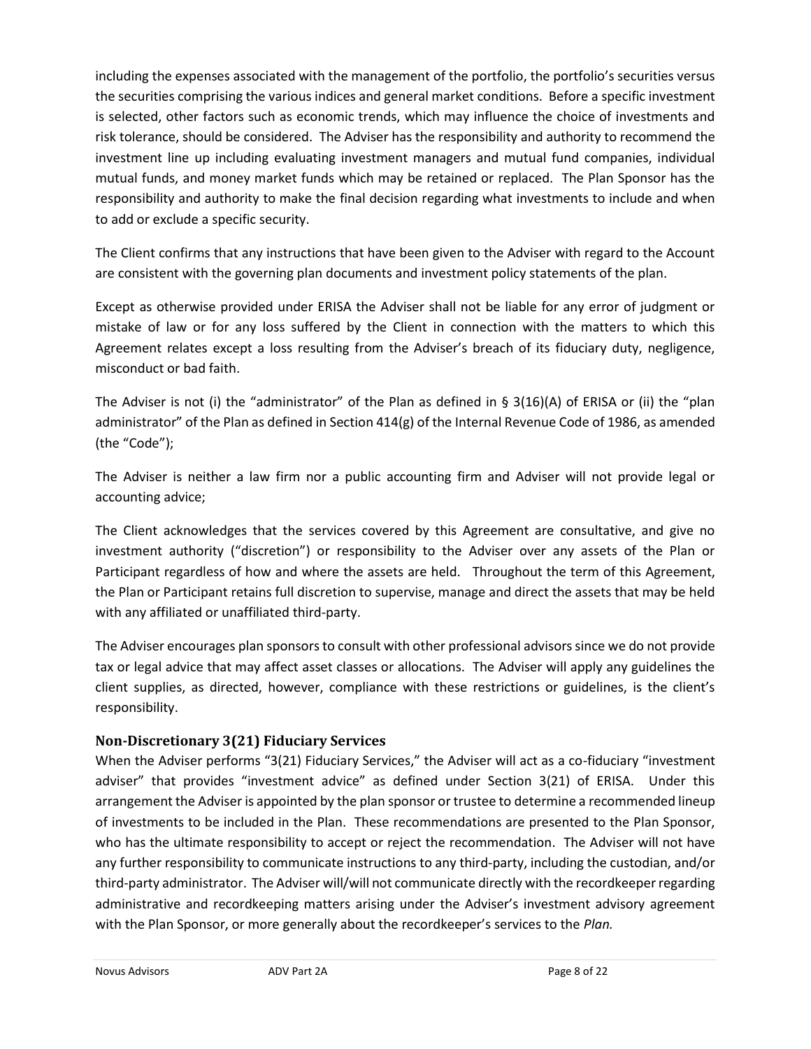including the expenses associated with the management of the portfolio, the portfolio's securities versus the securities comprising the various indices and general market conditions. Before a specific investment is selected, other factors such as economic trends, which may influence the choice of investments and risk tolerance, should be considered. The Adviser has the responsibility and authority to recommend the investment line up including evaluating investment managers and mutual fund companies, individual mutual funds, and money market funds which may be retained or replaced. The Plan Sponsor has the responsibility and authority to make the final decision regarding what investments to include and when to add or exclude a specific security.

The Client confirms that any instructions that have been given to the Adviser with regard to the Account are consistent with the governing plan documents and investment policy statements of the plan.

Except as otherwise provided under ERISA the Adviser shall not be liable for any error of judgment or mistake of law or for any loss suffered by the Client in connection with the matters to which this Agreement relates except a loss resulting from the Adviser's breach of its fiduciary duty, negligence, misconduct or bad faith.

The Adviser is not (i) the "administrator" of the Plan as defined in § 3(16)(A) of ERISA or (ii) the "plan administrator" of the Plan as defined in Section 414(g) of the Internal Revenue Code of 1986, as amended (the "Code");

The Adviser is neither a law firm nor a public accounting firm and Adviser will not provide legal or accounting advice;

The Client acknowledges that the services covered by this Agreement are consultative, and give no investment authority ("discretion") or responsibility to the Adviser over any assets of the Plan or Participant regardless of how and where the assets are held. Throughout the term of this Agreement, the Plan or Participant retains full discretion to supervise, manage and direct the assets that may be held with any affiliated or unaffiliated third-party.

The Adviser encourages plan sponsors to consult with other professional advisors since we do not provide tax or legal advice that may affect asset classes or allocations. The Adviser will apply any guidelines the client supplies, as directed, however, compliance with these restrictions or guidelines, is the client's responsibility.

### Non-Discretionary 3(21) Fiduciary Services

When the Adviser performs "3(21) Fiduciary Services," the Adviser will act as a co-fiduciary "investment adviser" that provides "investment advice" as defined under Section 3(21) of ERISA. Under this arrangement the Adviser is appointed by the plan sponsor or trustee to determine a recommended lineup of investments to be included in the Plan. These recommendations are presented to the Plan Sponsor, who has the ultimate responsibility to accept or reject the recommendation. The Adviser will not have any further responsibility to communicate instructions to any third-party, including the custodian, and/or third-party administrator. The Adviser will/will not communicate directly with the recordkeeper regarding administrative and recordkeeping matters arising under the Adviser's investment advisory agreement with the Plan Sponsor, or more generally about the recordkeeper's services to the *Plan.*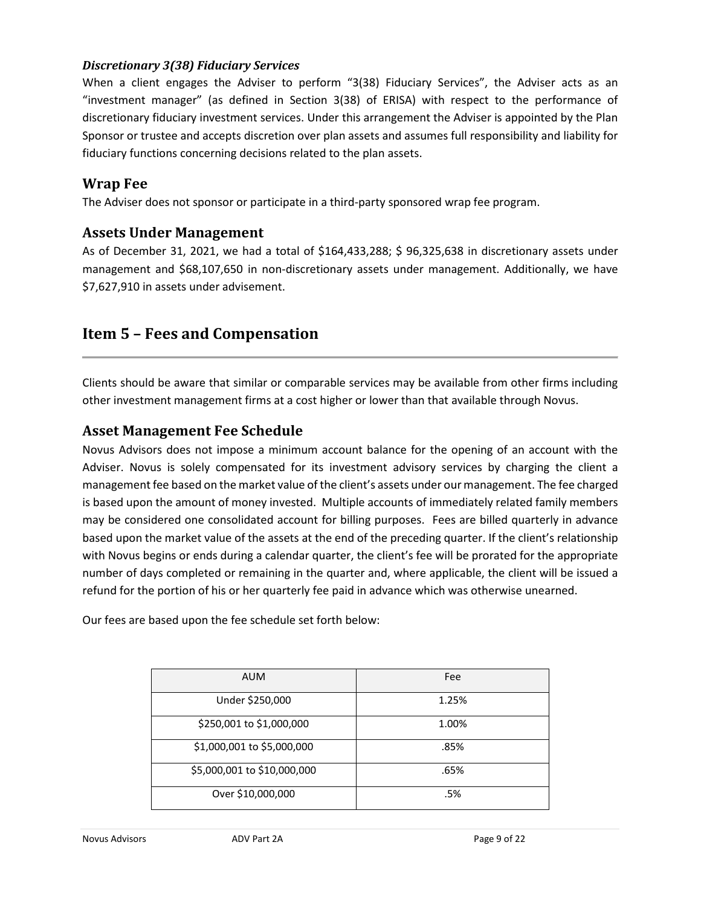### *Discretionary 3(38) Fiduciary Services*

When a client engages the Adviser to perform "3(38) Fiduciary Services", the Adviser acts as an "investment manager" (as defined in Section 3(38) of ERISA) with respect to the performance of discretionary fiduciary investment services. Under this arrangement the Adviser is appointed by the Plan Sponsor or trustee and accepts discretion over plan assets and assumes full responsibility and liability for fiduciary functions concerning decisions related to the plan assets.

## Wrap Fee

The Adviser does not sponsor or participate in a third-party sponsored wrap fee program.

## Assets Under Management

As of December 31, 2021, we had a total of $164,433,288; $ 96,325,638 in discretionary assets under management and $68,107,650 in non-discretionary assets under management. Additionally, we have $7,627,910 in assets under advisement.

# Item 5 – Fees and Compensation

Clients should be aware that similar or comparable services may be available from other firms including other investment management firms at a cost higher or lower than that available through Novus.

## Asset Management Fee Schedule

Novus Advisors does not impose a minimum account balance for the opening of an account with the Adviser. Novus is solely compensated for its investment advisory services by charging the client a management fee based on the market value of the client's assets under our management. The fee charged is based upon the amount of money invested. Multiple accounts of immediately related family members may be considered one consolidated account for billing purposes. Fees are billed quarterly in advance based upon the market value of the assets at the end of the preceding quarter. If the client's relationship with Novus begins or ends during a calendar quarter, the client's fee will be prorated for the appropriate number of days completed or remaining in the quarter and, where applicable, the client will be issued a refund for the portion of his or her quarterly fee paid in advance which was otherwise unearned.

Our fees are based upon the fee schedule set forth below:

| AUM | Fee |
|---|---|
| Under $250,000 | 1.25% |
| $250,001 to $1,000,000 | 1.00% |
| $1,000,001 to $5,000,000 | .85% |
| $5,000,001 to $10,000,000 | .65% |
| Over $10,000,000 | .5% |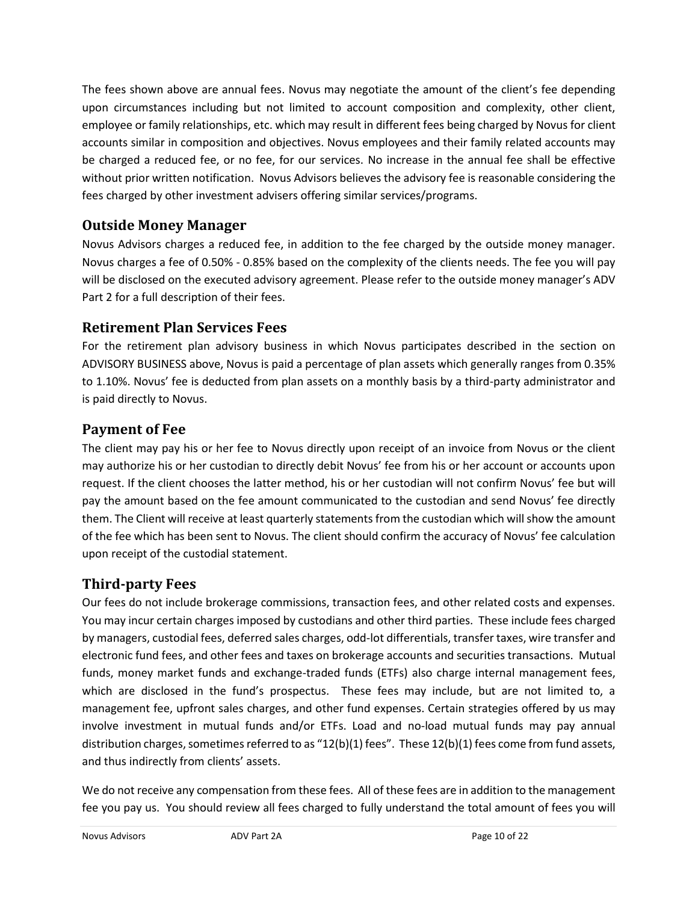The fees shown above are annual fees. Novus may negotiate the amount of the client's fee depending upon circumstances including but not limited to account composition and complexity, other client, employee or family relationships, etc. which may result in different fees being charged by Novus for client accounts similar in composition and objectives. Novus employees and their family related accounts may be charged a reduced fee, or no fee, for our services. No increase in the annual fee shall be effective without prior written notification. Novus Advisors believes the advisory fee is reasonable considering the fees charged by other investment advisers offering similar services/programs.

## Outside Money Manager

Novus Advisors charges a reduced fee, in addition to the fee charged by the outside money manager. Novus charges a fee of 0.50% - 0.85% based on the complexity of the clients needs. The fee you will pay will be disclosed on the executed advisory agreement. Please refer to the outside money manager's ADV Part 2 for a full description of their fees.

## Retirement Plan Services Fees

For the retirement plan advisory business in which Novus participates described in the section on ADVISORY BUSINESS above, Novus is paid a percentage of plan assets which generally ranges from 0.35% to 1.10%. Novus' fee is deducted from plan assets on a monthly basis by a third-party administrator and is paid directly to Novus.

## Payment of Fee

The client may pay his or her fee to Novus directly upon receipt of an invoice from Novus or the client may authorize his or her custodian to directly debit Novus' fee from his or her account or accounts upon request. If the client chooses the latter method, his or her custodian will not confirm Novus' fee but will pay the amount based on the fee amount communicated to the custodian and send Novus' fee directly them. The Client will receive at least quarterly statements from the custodian which will show the amount of the fee which has been sent to Novus. The client should confirm the accuracy of Novus' fee calculation upon receipt of the custodial statement.

## Third-party Fees

Our fees do not include brokerage commissions, transaction fees, and other related costs and expenses. You may incur certain charges imposed by custodians and other third parties. These include fees charged by managers, custodial fees, deferred sales charges, odd-lot differentials, transfer taxes, wire transfer and electronic fund fees, and other fees and taxes on brokerage accounts and securities transactions. Mutual funds, money market funds and exchange-traded funds (ETFs) also charge internal management fees, which are disclosed in the fund's prospectus. These fees may include, but are not limited to, a management fee, upfront sales charges, and other fund expenses. Certain strategies offered by us may involve investment in mutual funds and/or ETFs. Load and no-load mutual funds may pay annual distribution charges, sometimes referred to as "12(b)(1) fees". These 12(b)(1) fees come from fund assets, and thus indirectly from clients' assets.

We do not receive any compensation from these fees. All of these fees are in addition to the management fee you pay us. You should review all fees charged to fully understand the total amount of fees you will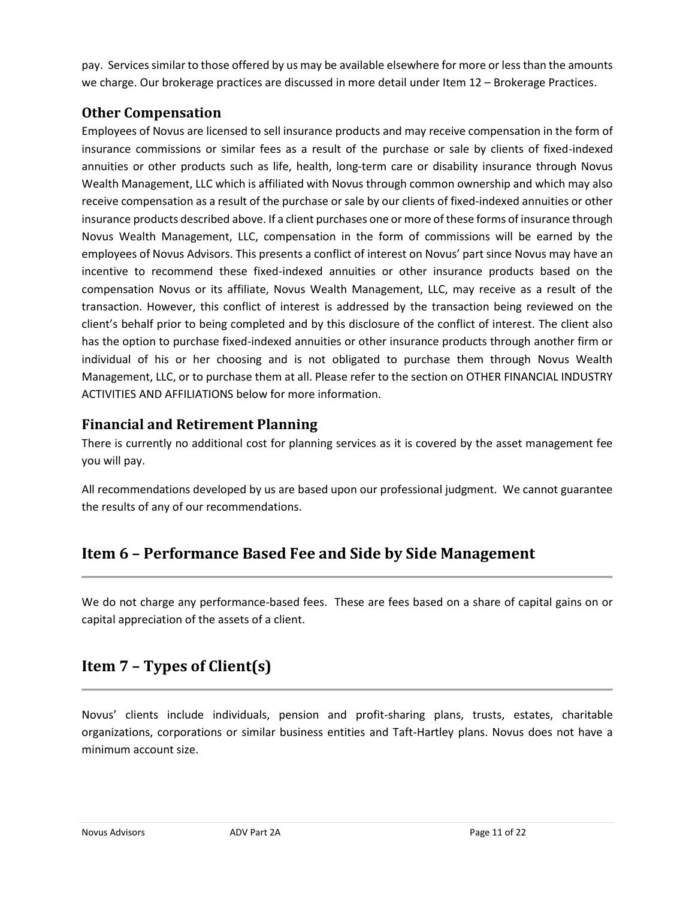pay. Services similar to those offered by us may be available elsewhere for more or less than the amounts we charge. Our brokerage practices are discussed in more detail under Item 12 – Brokerage Practices.

### Other Compensation

Employees of Novus are licensed to sell insurance products and may receive compensation in the form of insurance commissions or similar fees as a result of the purchase or sale by clients of fixed-indexed annuities or other products such as life, health, long-term care or disability insurance through Novus Wealth Management, LLC which is affiliated with Novus through common ownership and which may also receive compensation as a result of the purchase or sale by our clients of fixed-indexed annuities or other insurance products described above. If a client purchases one or more of these forms of insurance through Novus Wealth Management, LLC, compensation in the form of commissions will be earned by the employees of Novus Advisors. This presents a conflict of interest on Novus' part since Novus may have an incentive to recommend these fixed-indexed annuities or other insurance products based on the compensation Novus or its affiliate, Novus Wealth Management, LLC, may receive as a result of the transaction. However, this conflict of interest is addressed by the transaction being reviewed on the client's behalf prior to being completed and by this disclosure of the conflict of interest. The client also has the option to purchase fixed-indexed annuities or other insurance products through another firm or individual of his or her choosing and is not obligated to purchase them through Novus Wealth Management, LLC, or to purchase them at all. Please refer to the section on OTHER FINANCIAL INDUSTRY ACTIVITIES AND AFFILIATIONS below for more information.

### Financial and Retirement Planning

There is currently no additional cost for planning services as it is covered by the asset management fee you will pay.

All recommendations developed by us are based upon our professional judgment. We cannot guarantee the results of any of our recommendations.

## Item 6 – Performance Based Fee and Side by Side Management

We do not charge any performance-based fees. These are fees based on a share of capital gains on or capital appreciation of the assets of a client.

## Item 7 – Types of Client(s)

Novus' clients include individuals, pension and profit-sharing plans, trusts, estates, charitable organizations, corporations or similar business entities and Taft-Hartley plans. Novus does not have a minimum account size.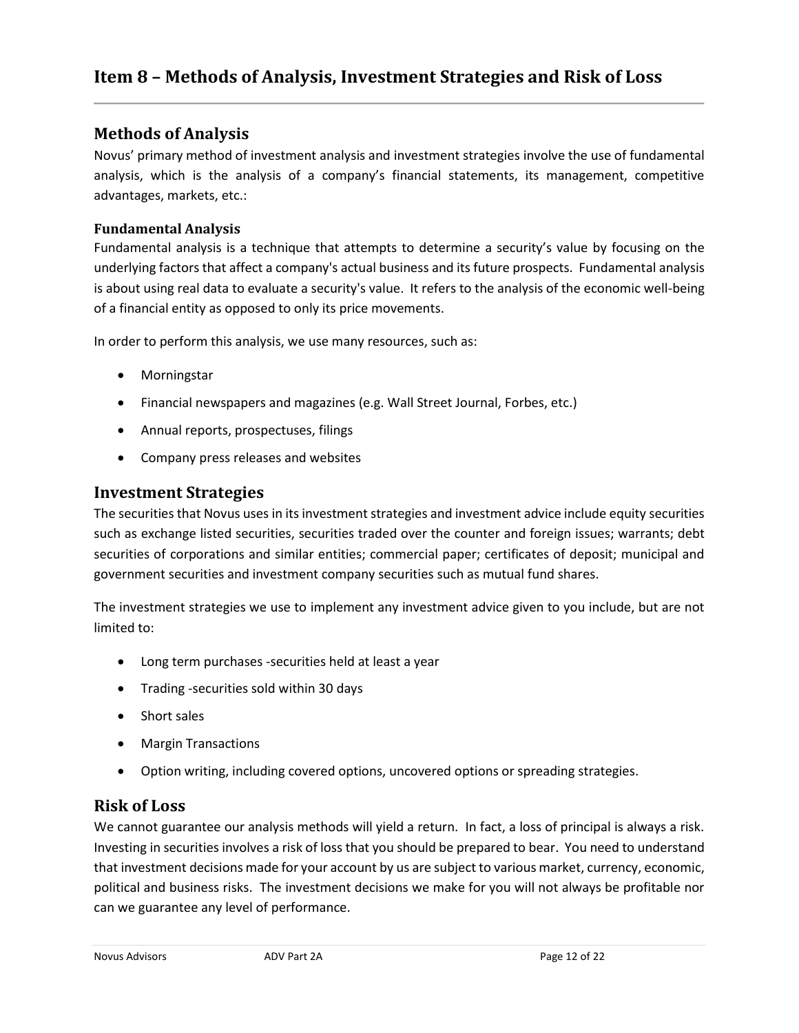# Item 8 – Methods of Analysis, Investment Strategies and Risk of Loss

## Methods of Analysis

Novus' primary method of investment analysis and investment strategies involve the use of fundamental analysis, which is the analysis of a company's financial statements, its management, competitive advantages, markets, etc.:

### Fundamental Analysis

Fundamental analysis is a technique that attempts to determine a security's value by focusing on the underlying factors that affect a company's actual business and its future prospects. Fundamental analysis is about using real data to evaluate a security's value. It refers to the analysis of the economic well-being of a financial entity as opposed to only its price movements.

In order to perform this analysis, we use many resources, such as:

- Morningstar
- Financial newspapers and magazines (e.g. Wall Street Journal, Forbes, etc.)
- Annual reports, prospectuses, filings
- Company press releases and websites

## Investment Strategies

The securities that Novus uses in its investment strategies and investment advice include equity securities such as exchange listed securities, securities traded over the counter and foreign issues; warrants; debt securities of corporations and similar entities; commercial paper; certificates of deposit; municipal and government securities and investment company securities such as mutual fund shares.

The investment strategies we use to implement any investment advice given to you include, but are not limited to:

- Long term purchases -securities held at least a year
- Trading -securities sold within 30 days
- Short sales
- Margin Transactions
- Option writing, including covered options, uncovered options or spreading strategies.

## Risk of Loss

We cannot guarantee our analysis methods will yield a return. In fact, a loss of principal is always a risk. Investing in securities involves a risk of loss that you should be prepared to bear. You need to understand that investment decisions made for your account by us are subject to various market, currency, economic, political and business risks. The investment decisions we make for you will not always be profitable nor can we guarantee any level of performance.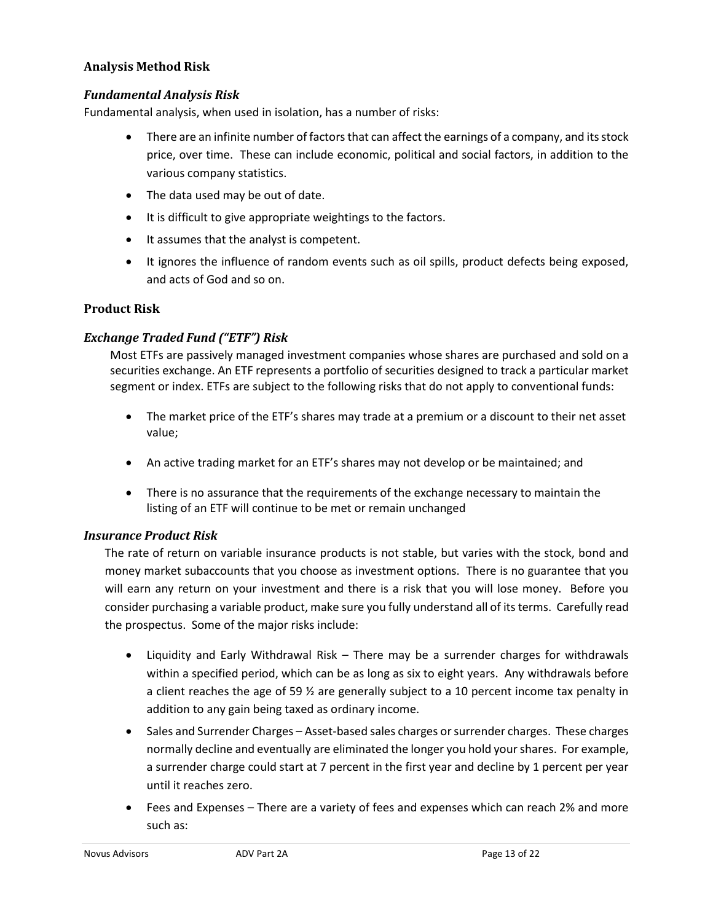### Analysis Method Risk

#### *Fundamental Analysis Risk*

Fundamental analysis, when used in isolation, has a number of risks:

- There are an infinite number of factors that can affect the earnings of a company, and its stock price, over time. These can include economic, political and social factors, in addition to the various company statistics.
- The data used may be out of date.
- It is difficult to give appropriate weightings to the factors.
- It assumes that the analyst is competent.
- It ignores the influence of random events such as oil spills, product defects being exposed, and acts of God and so on.

### Product Risk

#### *Exchange Traded Fund ("ETF") Risk*

Most ETFs are passively managed investment companies whose shares are purchased and sold on a securities exchange. An ETF represents a portfolio of securities designed to track a particular market segment or index. ETFs are subject to the following risks that do not apply to conventional funds:

- The market price of the ETF's shares may trade at a premium or a discount to their net asset value;
- An active trading market for an ETF's shares may not develop or be maintained; and
- There is no assurance that the requirements of the exchange necessary to maintain the listing of an ETF will continue to be met or remain unchanged

#### *Insurance Product Risk*

The rate of return on variable insurance products is not stable, but varies with the stock, bond and money market subaccounts that you choose as investment options. There is no guarantee that you will earn any return on your investment and there is a risk that you will lose money. Before you consider purchasing a variable product, make sure you fully understand all of its terms. Carefully read the prospectus. Some of the major risks include:

- Liquidity and Early Withdrawal Risk – There may be a surrender charges for withdrawals within a specified period, which can be as long as six to eight years. Any withdrawals before a client reaches the age of 59 ½ are generally subject to a 10 percent income tax penalty in addition to any gain being taxed as ordinary income.
- Sales and Surrender Charges – Asset-based sales charges or surrender charges. These charges normally decline and eventually are eliminated the longer you hold your shares. For example, a surrender charge could start at 7 percent in the first year and decline by 1 percent per year until it reaches zero.
- Fees and Expenses – There are a variety of fees and expenses which can reach 2% and more such as: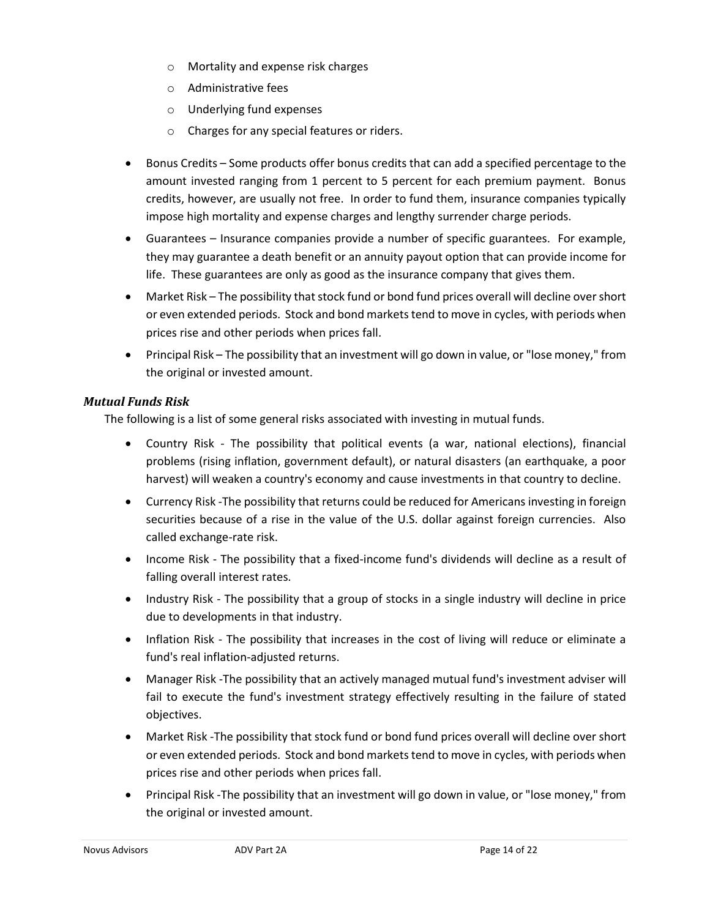- Mortality and expense risk charges
  - Administrative fees
  - Underlying fund expenses
  - Charges for any special features or riders.

- Bonus Credits – Some products offer bonus credits that can add a specified percentage to the amount invested ranging from 1 percent to 5 percent for each premium payment. Bonus credits, however, are usually not free. In order to fund them, insurance companies typically impose high mortality and expense charges and lengthy surrender charge periods.
- Guarantees – Insurance companies provide a number of specific guarantees. For example, they may guarantee a death benefit or an annuity payout option that can provide income for life. These guarantees are only as good as the insurance company that gives them.
- Market Risk – The possibility that stock fund or bond fund prices overall will decline over short or even extended periods. Stock and bond markets tend to move in cycles, with periods when prices rise and other periods when prices fall.
- Principal Risk – The possibility that an investment will go down in value, or "lose money," from the original or invested amount.

### *Mutual Funds Risk*

The following is a list of some general risks associated with investing in mutual funds.

- Country Risk - The possibility that political events (a war, national elections), financial problems (rising inflation, government default), or natural disasters (an earthquake, a poor harvest) will weaken a country's economy and cause investments in that country to decline.
- Currency Risk -The possibility that returns could be reduced for Americans investing in foreign securities because of a rise in the value of the U.S. dollar against foreign currencies. Also called exchange-rate risk.
- Income Risk - The possibility that a fixed-income fund's dividends will decline as a result of falling overall interest rates.
- Industry Risk - The possibility that a group of stocks in a single industry will decline in price due to developments in that industry.
- Inflation Risk - The possibility that increases in the cost of living will reduce or eliminate a fund's real inflation-adjusted returns.
- Manager Risk -The possibility that an actively managed mutual fund's investment adviser will fail to execute the fund's investment strategy effectively resulting in the failure of stated objectives.
- Market Risk -The possibility that stock fund or bond fund prices overall will decline over short or even extended periods. Stock and bond markets tend to move in cycles, with periods when prices rise and other periods when prices fall.
- Principal Risk -The possibility that an investment will go down in value, or "lose money," from the original or invested amount.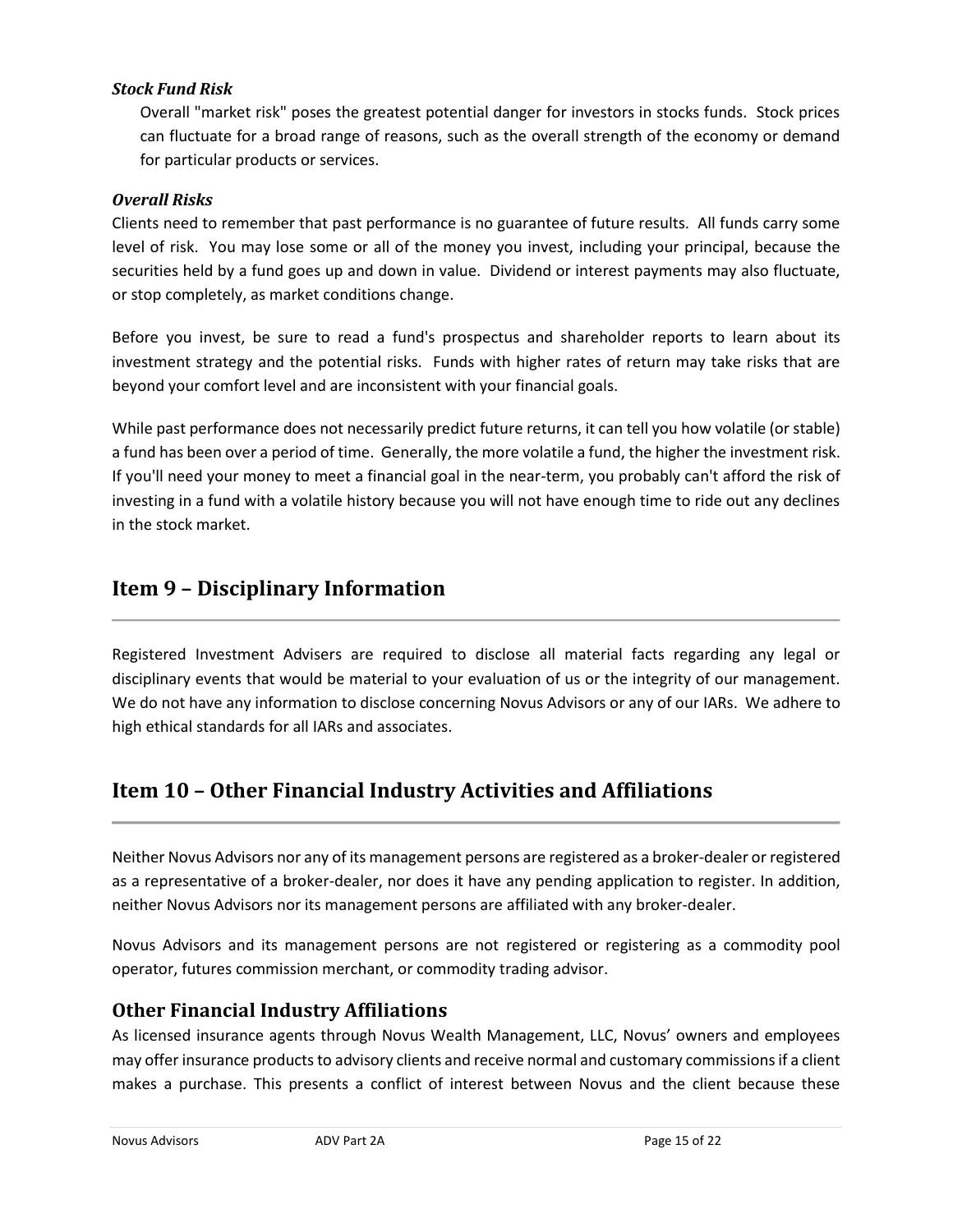***Stock Fund Risk***

Overall "market risk" poses the greatest potential danger for investors in stocks funds. Stock prices can fluctuate for a broad range of reasons, such as the overall strength of the economy or demand for particular products or services.

***Overall Risks***

Clients need to remember that past performance is no guarantee of future results. All funds carry some level of risk. You may lose some or all of the money you invest, including your principal, because the securities held by a fund goes up and down in value. Dividend or interest payments may also fluctuate, or stop completely, as market conditions change.

Before you invest, be sure to read a fund's prospectus and shareholder reports to learn about its investment strategy and the potential risks. Funds with higher rates of return may take risks that are beyond your comfort level and are inconsistent with your financial goals.

While past performance does not necessarily predict future returns, it can tell you how volatile (or stable) a fund has been over a period of time. Generally, the more volatile a fund, the higher the investment risk. If you'll need your money to meet a financial goal in the near-term, you probably can't afford the risk of investing in a fund with a volatile history because you will not have enough time to ride out any declines in the stock market.

## Item 9 – Disciplinary Information

Registered Investment Advisers are required to disclose all material facts regarding any legal or disciplinary events that would be material to your evaluation of us or the integrity of our management. We do not have any information to disclose concerning Novus Advisors or any of our IARs. We adhere to high ethical standards for all IARs and associates.

## Item 10 – Other Financial Industry Activities and Affiliations

Neither Novus Advisors nor any of its management persons are registered as a broker-dealer or registered as a representative of a broker-dealer, nor does it have any pending application to register. In addition, neither Novus Advisors nor its management persons are affiliated with any broker-dealer.

Novus Advisors and its management persons are not registered or registering as a commodity pool operator, futures commission merchant, or commodity trading advisor.

### Other Financial Industry Affiliations

As licensed insurance agents through Novus Wealth Management, LLC, Novus' owners and employees may offer insurance products to advisory clients and receive normal and customary commissions if a client makes a purchase. This presents a conflict of interest between Novus and the client because these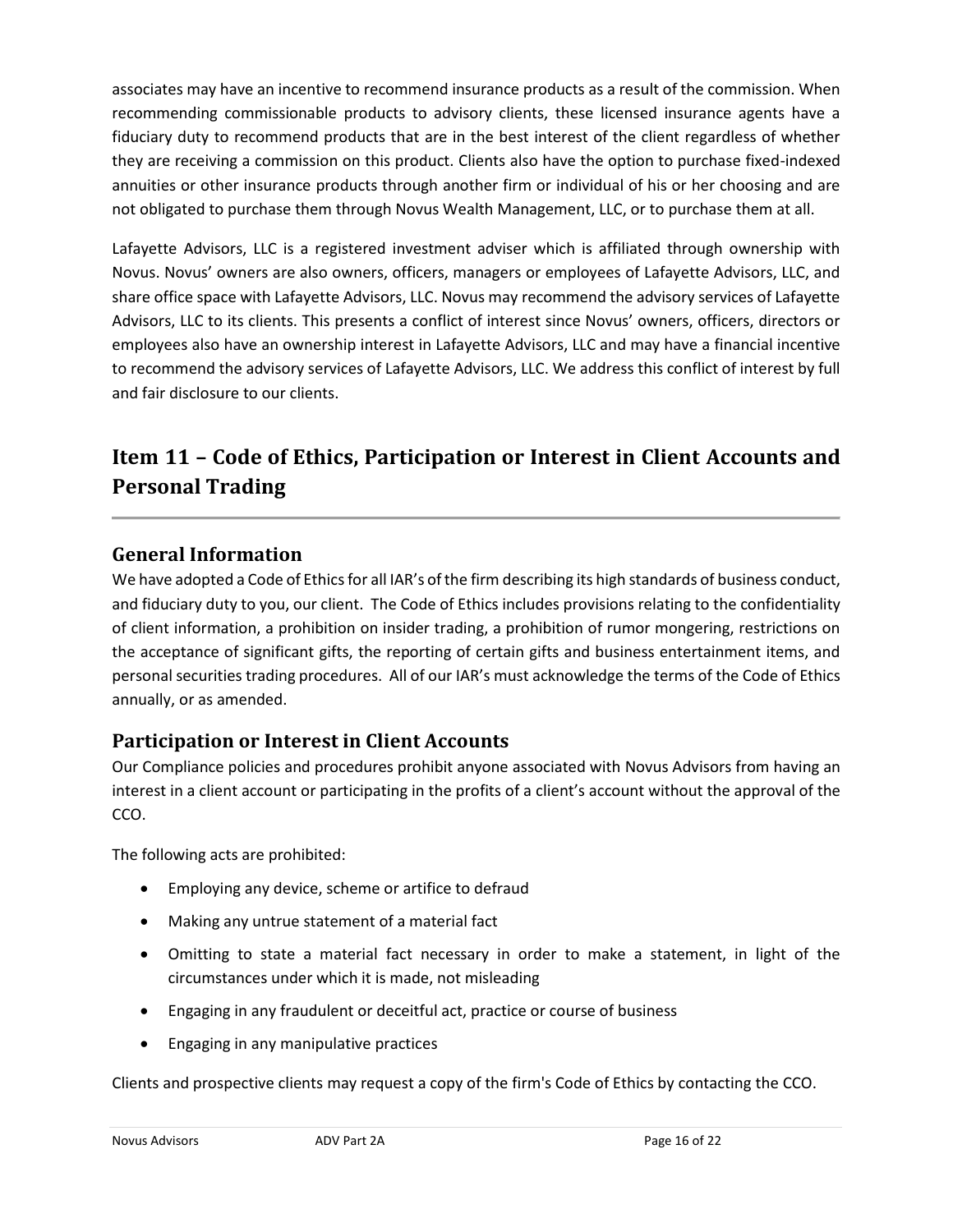associates may have an incentive to recommend insurance products as a result of the commission. When recommending commissionable products to advisory clients, these licensed insurance agents have a fiduciary duty to recommend products that are in the best interest of the client regardless of whether they are receiving a commission on this product. Clients also have the option to purchase fixed-indexed annuities or other insurance products through another firm or individual of his or her choosing and are not obligated to purchase them through Novus Wealth Management, LLC, or to purchase them at all.

Lafayette Advisors, LLC is a registered investment adviser which is affiliated through ownership with Novus. Novus' owners are also owners, officers, managers or employees of Lafayette Advisors, LLC, and share office space with Lafayette Advisors, LLC. Novus may recommend the advisory services of Lafayette Advisors, LLC to its clients. This presents a conflict of interest since Novus' owners, officers, directors or employees also have an ownership interest in Lafayette Advisors, LLC and may have a financial incentive to recommend the advisory services of Lafayette Advisors, LLC. We address this conflict of interest by full and fair disclosure to our clients.

# Item 11 – Code of Ethics, Participation or Interest in Client Accounts and Personal Trading

## General Information

We have adopted a Code of Ethics for all IAR's of the firm describing its high standards of business conduct, and fiduciary duty to you, our client. The Code of Ethics includes provisions relating to the confidentiality of client information, a prohibition on insider trading, a prohibition of rumor mongering, restrictions on the acceptance of significant gifts, the reporting of certain gifts and business entertainment items, and personal securities trading procedures. All of our IAR's must acknowledge the terms of the Code of Ethics annually, or as amended.

## Participation or Interest in Client Accounts

Our Compliance policies and procedures prohibit anyone associated with Novus Advisors from having an interest in a client account or participating in the profits of a client's account without the approval of the CCO.

The following acts are prohibited:

- Employing any device, scheme or artifice to defraud
- Making any untrue statement of a material fact
- Omitting to state a material fact necessary in order to make a statement, in light of the circumstances under which it is made, not misleading
- Engaging in any fraudulent or deceitful act, practice or course of business
- Engaging in any manipulative practices

Clients and prospective clients may request a copy of the firm's Code of Ethics by contacting the CCO.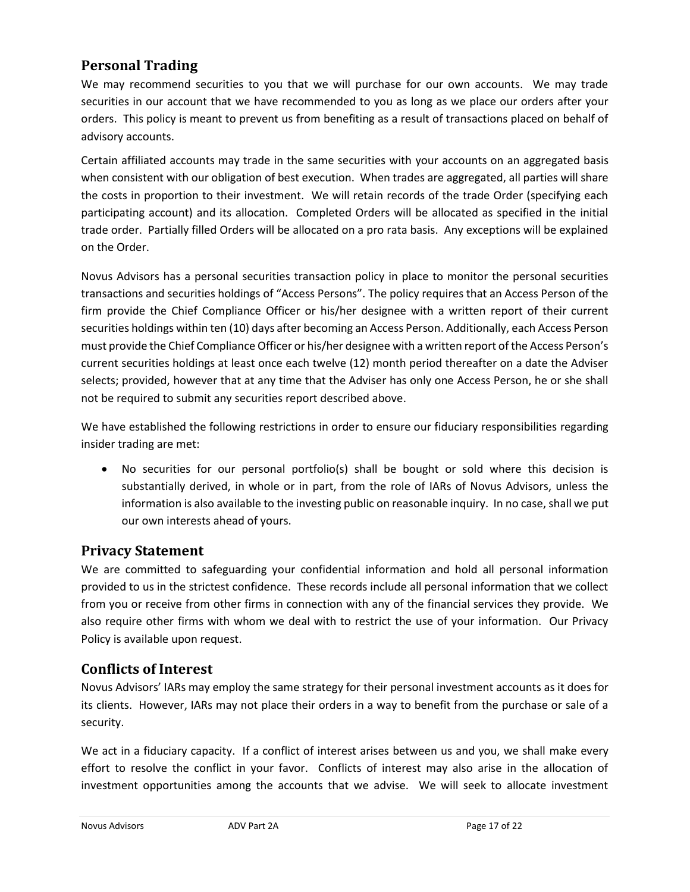## Personal Trading

We may recommend securities to you that we will purchase for our own accounts. We may trade securities in our account that we have recommended to you as long as we place our orders after your orders. This policy is meant to prevent us from benefiting as a result of transactions placed on behalf of advisory accounts.

Certain affiliated accounts may trade in the same securities with your accounts on an aggregated basis when consistent with our obligation of best execution. When trades are aggregated, all parties will share the costs in proportion to their investment. We will retain records of the trade Order (specifying each participating account) and its allocation. Completed Orders will be allocated as specified in the initial trade order. Partially filled Orders will be allocated on a pro rata basis. Any exceptions will be explained on the Order.

Novus Advisors has a personal securities transaction policy in place to monitor the personal securities transactions and securities holdings of "Access Persons". The policy requires that an Access Person of the firm provide the Chief Compliance Officer or his/her designee with a written report of their current securities holdings within ten (10) days after becoming an Access Person. Additionally, each Access Person must provide the Chief Compliance Officer or his/her designee with a written report of the Access Person's current securities holdings at least once each twelve (12) month period thereafter on a date the Adviser selects; provided, however that at any time that the Adviser has only one Access Person, he or she shall not be required to submit any securities report described above.

We have established the following restrictions in order to ensure our fiduciary responsibilities regarding insider trading are met:

- No securities for our personal portfolio(s) shall be bought or sold where this decision is substantially derived, in whole or in part, from the role of IARs of Novus Advisors, unless the information is also available to the investing public on reasonable inquiry. In no case, shall we put our own interests ahead of yours.

## Privacy Statement

We are committed to safeguarding your confidential information and hold all personal information provided to us in the strictest confidence. These records include all personal information that we collect from you or receive from other firms in connection with any of the financial services they provide. We also require other firms with whom we deal with to restrict the use of your information. Our Privacy Policy is available upon request.

## Conflicts of Interest

Novus Advisors' IARs may employ the same strategy for their personal investment accounts as it does for its clients. However, IARs may not place their orders in a way to benefit from the purchase or sale of a security.

We act in a fiduciary capacity. If a conflict of interest arises between us and you, we shall make every effort to resolve the conflict in your favor. Conflicts of interest may also arise in the allocation of investment opportunities among the accounts that we advise. We will seek to allocate investment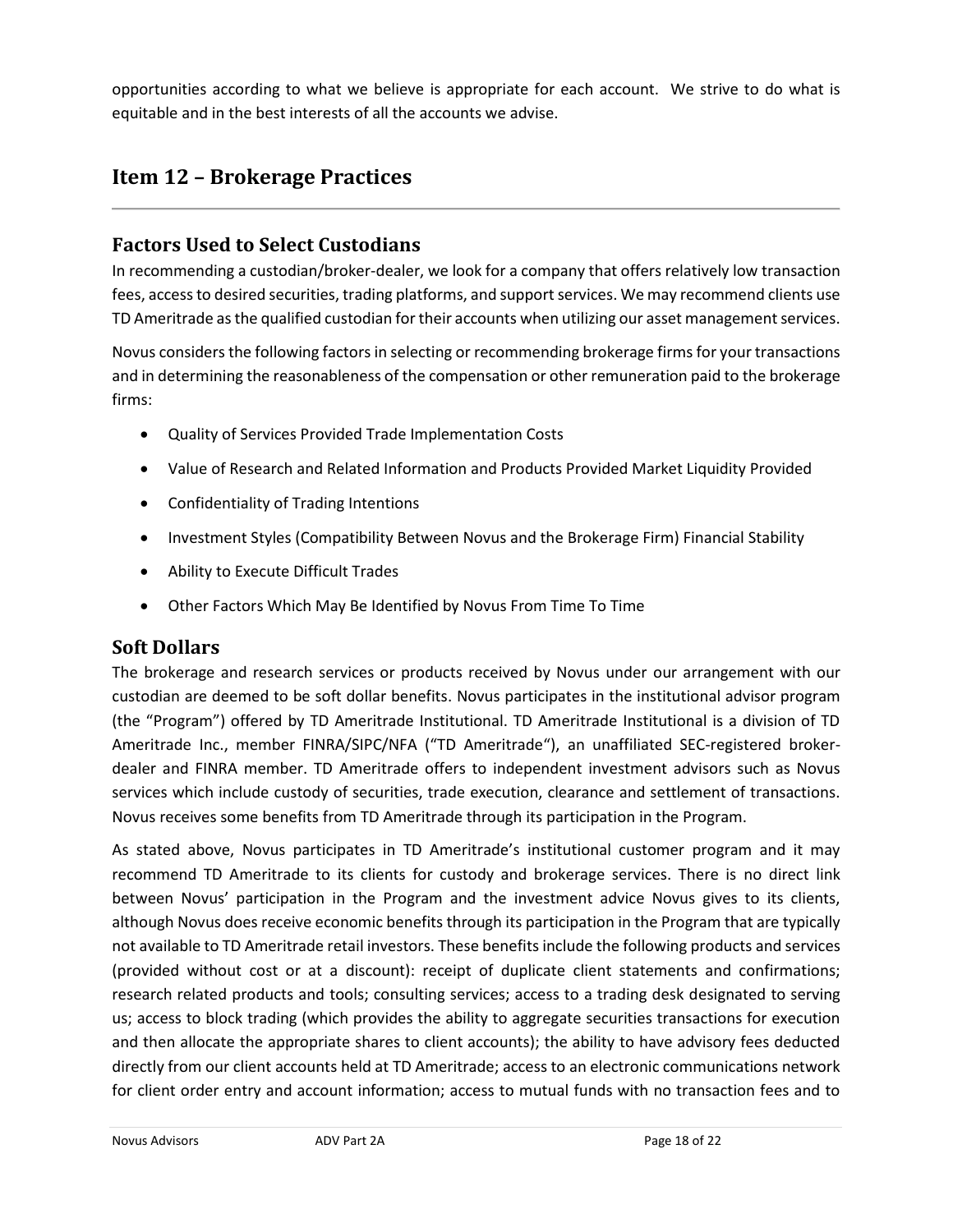opportunities according to what we believe is appropriate for each account. We strive to do what is equitable and in the best interests of all the accounts we advise.

# Item 12 – Brokerage Practices

## Factors Used to Select Custodians

In recommending a custodian/broker-dealer, we look for a company that offers relatively low transaction fees, access to desired securities, trading platforms, and support services. We may recommend clients use TD Ameritrade as the qualified custodian for their accounts when utilizing our asset management services.

Novus considers the following factors in selecting or recommending brokerage firms for your transactions and in determining the reasonableness of the compensation or other remuneration paid to the brokerage firms:

- Quality of Services Provided Trade Implementation Costs
- Value of Research and Related Information and Products Provided Market Liquidity Provided
- Confidentiality of Trading Intentions
- Investment Styles (Compatibility Between Novus and the Brokerage Firm) Financial Stability
- Ability to Execute Difficult Trades
- Other Factors Which May Be Identified by Novus From Time To Time

## Soft Dollars

The brokerage and research services or products received by Novus under our arrangement with our custodian are deemed to be soft dollar benefits. Novus participates in the institutional advisor program (the "Program") offered by TD Ameritrade Institutional. TD Ameritrade Institutional is a division of TD Ameritrade Inc., member FINRA/SIPC/NFA ("TD Ameritrade"), an unaffiliated SEC-registered broker-dealer and FINRA member. TD Ameritrade offers to independent investment advisors such as Novus services which include custody of securities, trade execution, clearance and settlement of transactions. Novus receives some benefits from TD Ameritrade through its participation in the Program.

As stated above, Novus participates in TD Ameritrade's institutional customer program and it may recommend TD Ameritrade to its clients for custody and brokerage services. There is no direct link between Novus' participation in the Program and the investment advice Novus gives to its clients, although Novus does receive economic benefits through its participation in the Program that are typically not available to TD Ameritrade retail investors. These benefits include the following products and services (provided without cost or at a discount): receipt of duplicate client statements and confirmations; research related products and tools; consulting services; access to a trading desk designated to serving us; access to block trading (which provides the ability to aggregate securities transactions for execution and then allocate the appropriate shares to client accounts); the ability to have advisory fees deducted directly from our client accounts held at TD Ameritrade; access to an electronic communications network for client order entry and account information; access to mutual funds with no transaction fees and to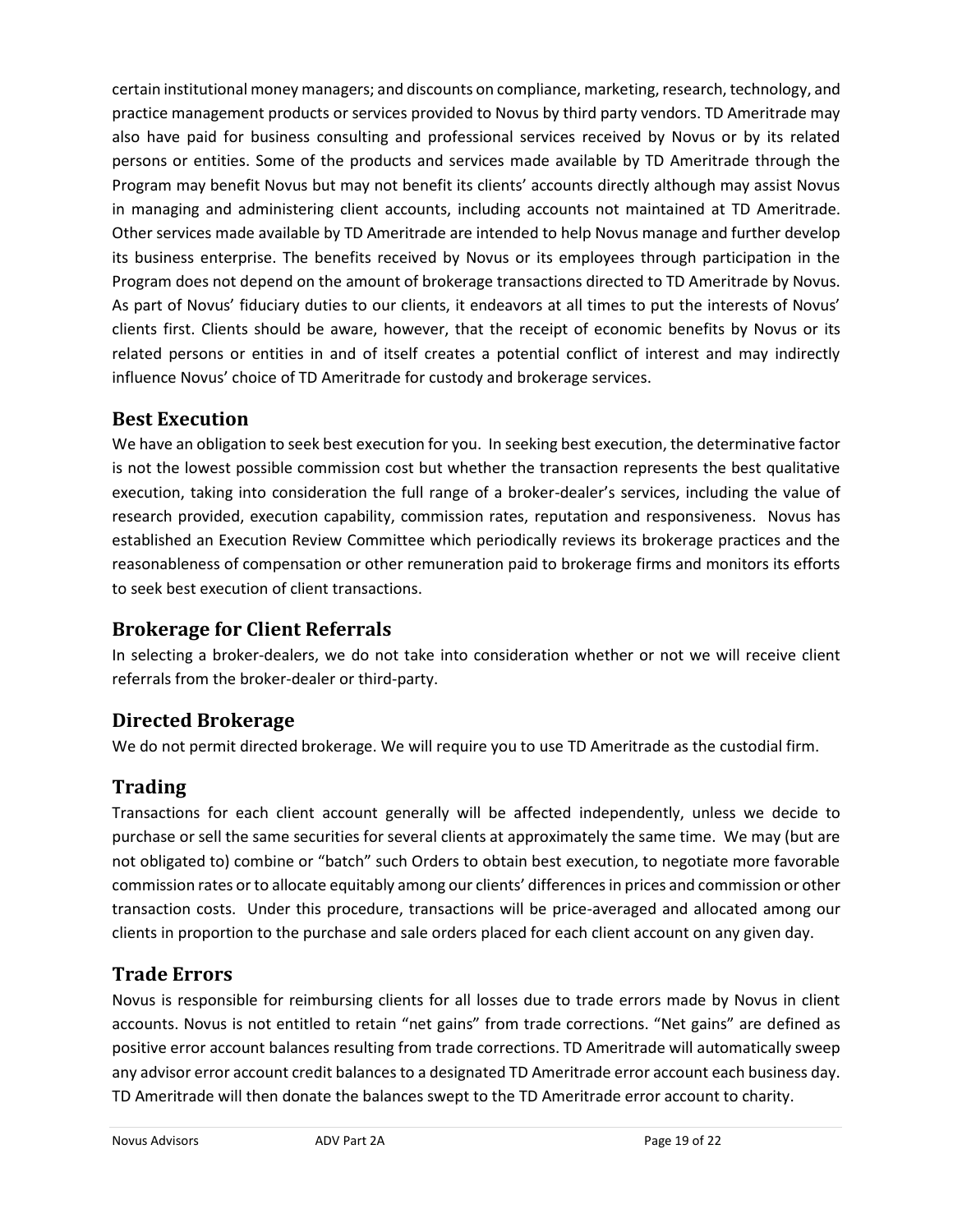certain institutional money managers; and discounts on compliance, marketing, research, technology, and practice management products or services provided to Novus by third party vendors. TD Ameritrade may also have paid for business consulting and professional services received by Novus or by its related persons or entities. Some of the products and services made available by TD Ameritrade through the Program may benefit Novus but may not benefit its clients' accounts directly although may assist Novus in managing and administering client accounts, including accounts not maintained at TD Ameritrade. Other services made available by TD Ameritrade are intended to help Novus manage and further develop its business enterprise. The benefits received by Novus or its employees through participation in the Program does not depend on the amount of brokerage transactions directed to TD Ameritrade by Novus. As part of Novus' fiduciary duties to our clients, it endeavors at all times to put the interests of Novus' clients first. Clients should be aware, however, that the receipt of economic benefits by Novus or its related persons or entities in and of itself creates a potential conflict of interest and may indirectly influence Novus' choice of TD Ameritrade for custody and brokerage services.

## Best Execution

We have an obligation to seek best execution for you. In seeking best execution, the determinative factor is not the lowest possible commission cost but whether the transaction represents the best qualitative execution, taking into consideration the full range of a broker-dealer's services, including the value of research provided, execution capability, commission rates, reputation and responsiveness. Novus has established an Execution Review Committee which periodically reviews its brokerage practices and the reasonableness of compensation or other remuneration paid to brokerage firms and monitors its efforts to seek best execution of client transactions.

## Brokerage for Client Referrals

In selecting a broker-dealers, we do not take into consideration whether or not we will receive client referrals from the broker-dealer or third-party.

## Directed Brokerage

We do not permit directed brokerage. We will require you to use TD Ameritrade as the custodial firm.

## Trading

Transactions for each client account generally will be affected independently, unless we decide to purchase or sell the same securities for several clients at approximately the same time. We may (but are not obligated to) combine or "batch" such Orders to obtain best execution, to negotiate more favorable commission rates or to allocate equitably among our clients' differences in prices and commission or other transaction costs. Under this procedure, transactions will be price-averaged and allocated among our clients in proportion to the purchase and sale orders placed for each client account on any given day.

## Trade Errors

Novus is responsible for reimbursing clients for all losses due to trade errors made by Novus in client accounts. Novus is not entitled to retain "net gains" from trade corrections. "Net gains" are defined as positive error account balances resulting from trade corrections. TD Ameritrade will automatically sweep any advisor error account credit balances to a designated TD Ameritrade error account each business day. TD Ameritrade will then donate the balances swept to the TD Ameritrade error account to charity.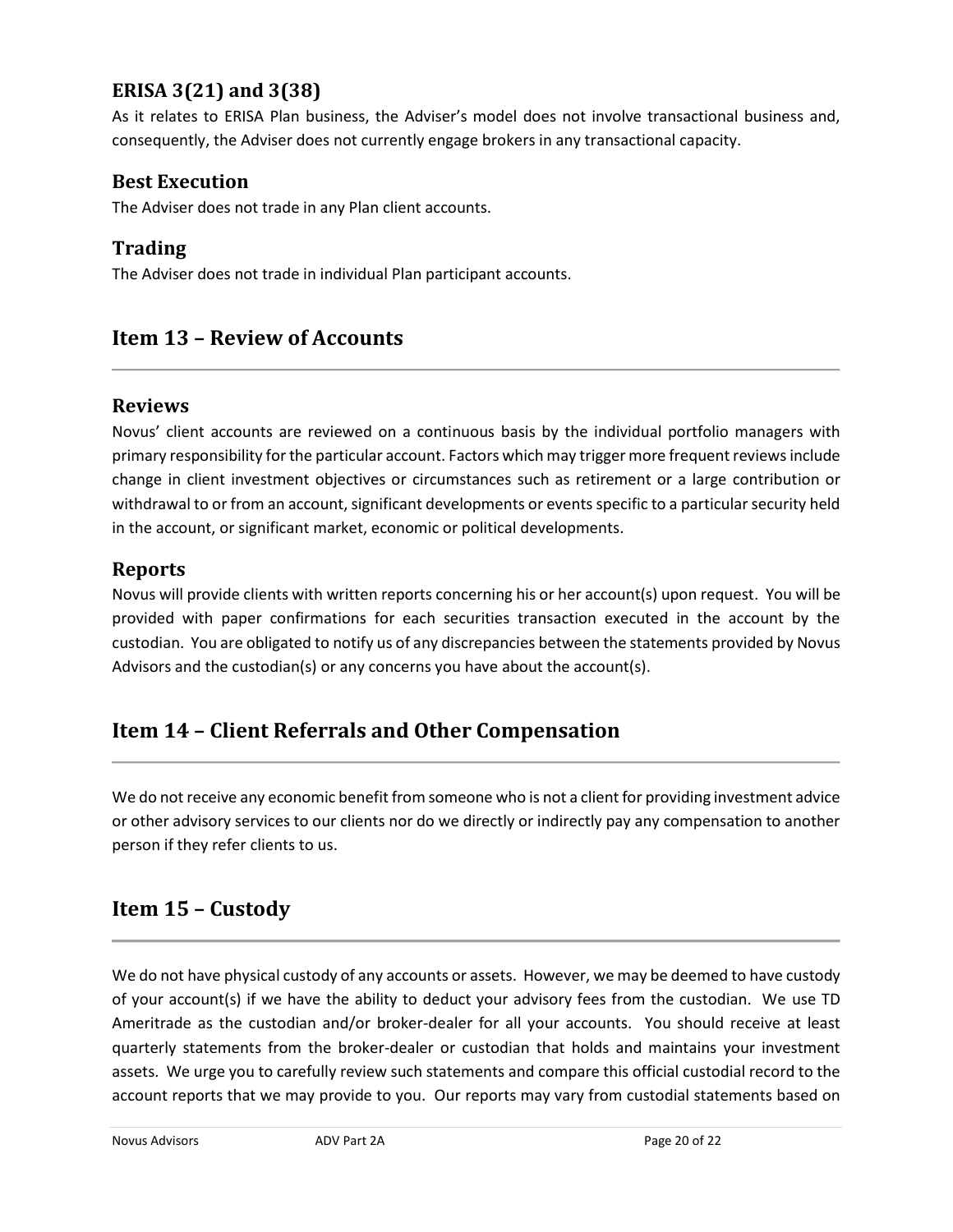### ERISA 3(21) and 3(38)

As it relates to ERISA Plan business, the Adviser's model does not involve transactional business and, consequently, the Adviser does not currently engage brokers in any transactional capacity.

### Best Execution

The Adviser does not trade in any Plan client accounts.

### Trading

The Adviser does not trade in individual Plan participant accounts.

## Item 13 – Review of Accounts

### Reviews

Novus' client accounts are reviewed on a continuous basis by the individual portfolio managers with primary responsibility for the particular account. Factors which may trigger more frequent reviews include change in client investment objectives or circumstances such as retirement or a large contribution or withdrawal to or from an account, significant developments or events specific to a particular security held in the account, or significant market, economic or political developments.

### Reports

Novus will provide clients with written reports concerning his or her account(s) upon request. You will be provided with paper confirmations for each securities transaction executed in the account by the custodian. You are obligated to notify us of any discrepancies between the statements provided by Novus Advisors and the custodian(s) or any concerns you have about the account(s).

## Item 14 – Client Referrals and Other Compensation

We do not receive any economic benefit from someone who is not a client for providing investment advice or other advisory services to our clients nor do we directly or indirectly pay any compensation to another person if they refer clients to us.

## Item 15 – Custody

We do not have physical custody of any accounts or assets. However, we may be deemed to have custody of your account(s) if we have the ability to deduct your advisory fees from the custodian. We use TD Ameritrade as the custodian and/or broker-dealer for all your accounts. You should receive at least quarterly statements from the broker-dealer or custodian that holds and maintains your investment assets. We urge you to carefully review such statements and compare this official custodial record to the account reports that we may provide to you. Our reports may vary from custodial statements based on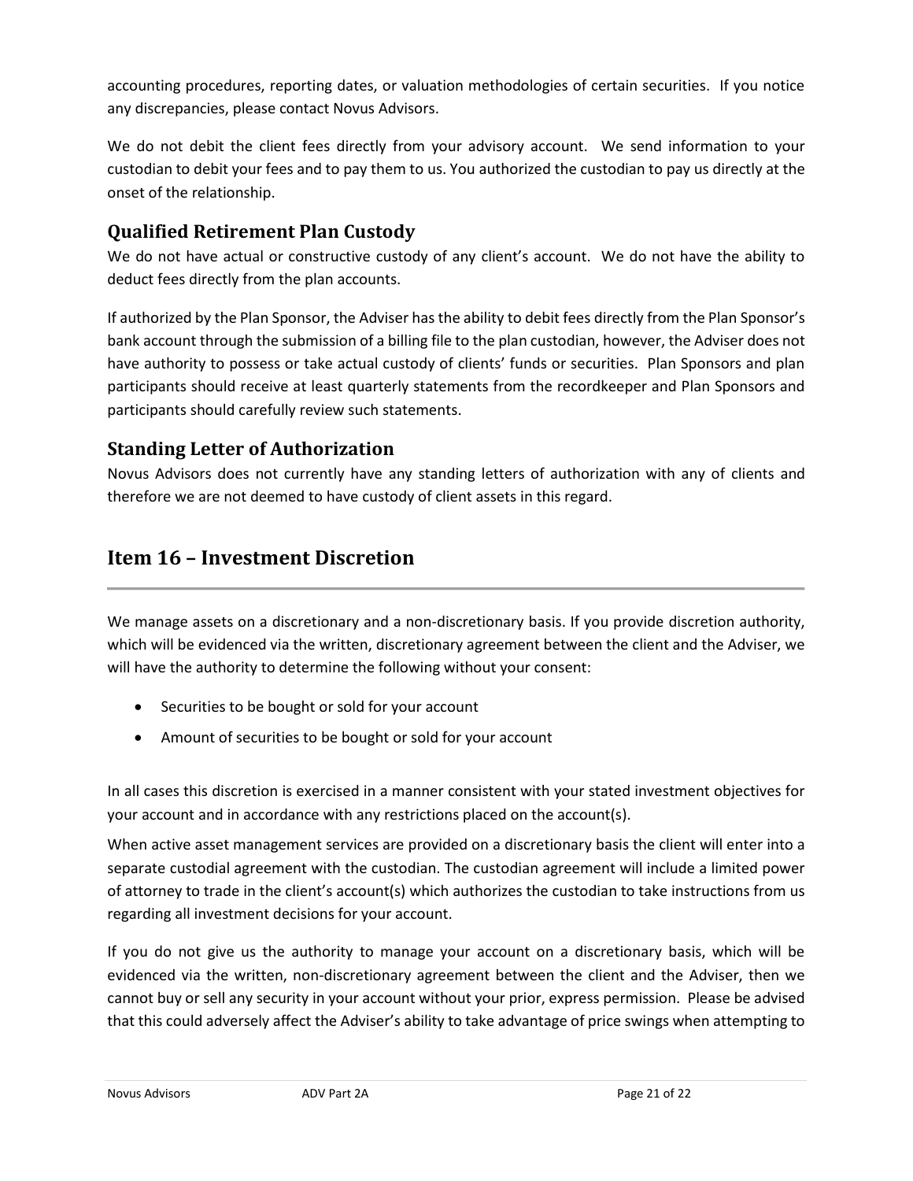accounting procedures, reporting dates, or valuation methodologies of certain securities. If you notice any discrepancies, please contact Novus Advisors.

We do not debit the client fees directly from your advisory account. We send information to your custodian to debit your fees and to pay them to us. You authorized the custodian to pay us directly at the onset of the relationship.

### Qualified Retirement Plan Custody

We do not have actual or constructive custody of any client's account. We do not have the ability to deduct fees directly from the plan accounts.

If authorized by the Plan Sponsor, the Adviser has the ability to debit fees directly from the Plan Sponsor's bank account through the submission of a billing file to the plan custodian, however, the Adviser does not have authority to possess or take actual custody of clients' funds or securities. Plan Sponsors and plan participants should receive at least quarterly statements from the recordkeeper and Plan Sponsors and participants should carefully review such statements.

### Standing Letter of Authorization

Novus Advisors does not currently have any standing letters of authorization with any of clients and therefore we are not deemed to have custody of client assets in this regard.

## Item 16 – Investment Discretion

We manage assets on a discretionary and a non-discretionary basis. If you provide discretion authority, which will be evidenced via the written, discretionary agreement between the client and the Adviser, we will have the authority to determine the following without your consent:

- Securities to be bought or sold for your account
- Amount of securities to be bought or sold for your account

In all cases this discretion is exercised in a manner consistent with your stated investment objectives for your account and in accordance with any restrictions placed on the account(s).

When active asset management services are provided on a discretionary basis the client will enter into a separate custodial agreement with the custodian. The custodian agreement will include a limited power of attorney to trade in the client's account(s) which authorizes the custodian to take instructions from us regarding all investment decisions for your account.

If you do not give us the authority to manage your account on a discretionary basis, which will be evidenced via the written, non-discretionary agreement between the client and the Adviser, then we cannot buy or sell any security in your account without your prior, express permission. Please be advised that this could adversely affect the Adviser's ability to take advantage of price swings when attempting to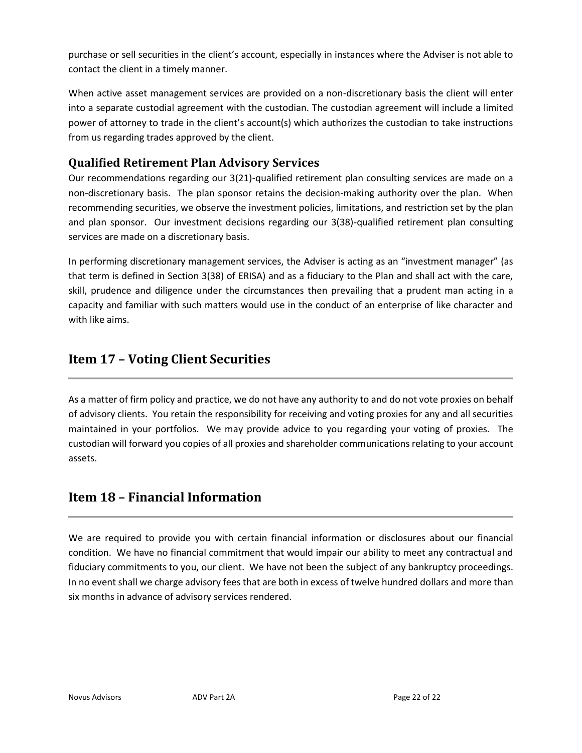purchase or sell securities in the client's account, especially in instances where the Adviser is not able to contact the client in a timely manner.

When active asset management services are provided on a non-discretionary basis the client will enter into a separate custodial agreement with the custodian. The custodian agreement will include a limited power of attorney to trade in the client's account(s) which authorizes the custodian to take instructions from us regarding trades approved by the client.

### Qualified Retirement Plan Advisory Services

Our recommendations regarding our 3(21)-qualified retirement plan consulting services are made on a non-discretionary basis. The plan sponsor retains the decision-making authority over the plan. When recommending securities, we observe the investment policies, limitations, and restriction set by the plan and plan sponsor. Our investment decisions regarding our 3(38)-qualified retirement plan consulting services are made on a discretionary basis.

In performing discretionary management services, the Adviser is acting as an "investment manager" (as that term is defined in Section 3(38) of ERISA) and as a fiduciary to the Plan and shall act with the care, skill, prudence and diligence under the circumstances then prevailing that a prudent man acting in a capacity and familiar with such matters would use in the conduct of an enterprise of like character and with like aims.

## Item 17 – Voting Client Securities

As a matter of firm policy and practice, we do not have any authority to and do not vote proxies on behalf of advisory clients. You retain the responsibility for receiving and voting proxies for any and all securities maintained in your portfolios. We may provide advice to you regarding your voting of proxies. The custodian will forward you copies of all proxies and shareholder communications relating to your account assets.

## Item 18 – Financial Information

We are required to provide you with certain financial information or disclosures about our financial condition. We have no financial commitment that would impair our ability to meet any contractual and fiduciary commitments to you, our client. We have not been the subject of any bankruptcy proceedings. In no event shall we charge advisory fees that are both in excess of twelve hundred dollars and more than six months in advance of advisory services rendered.